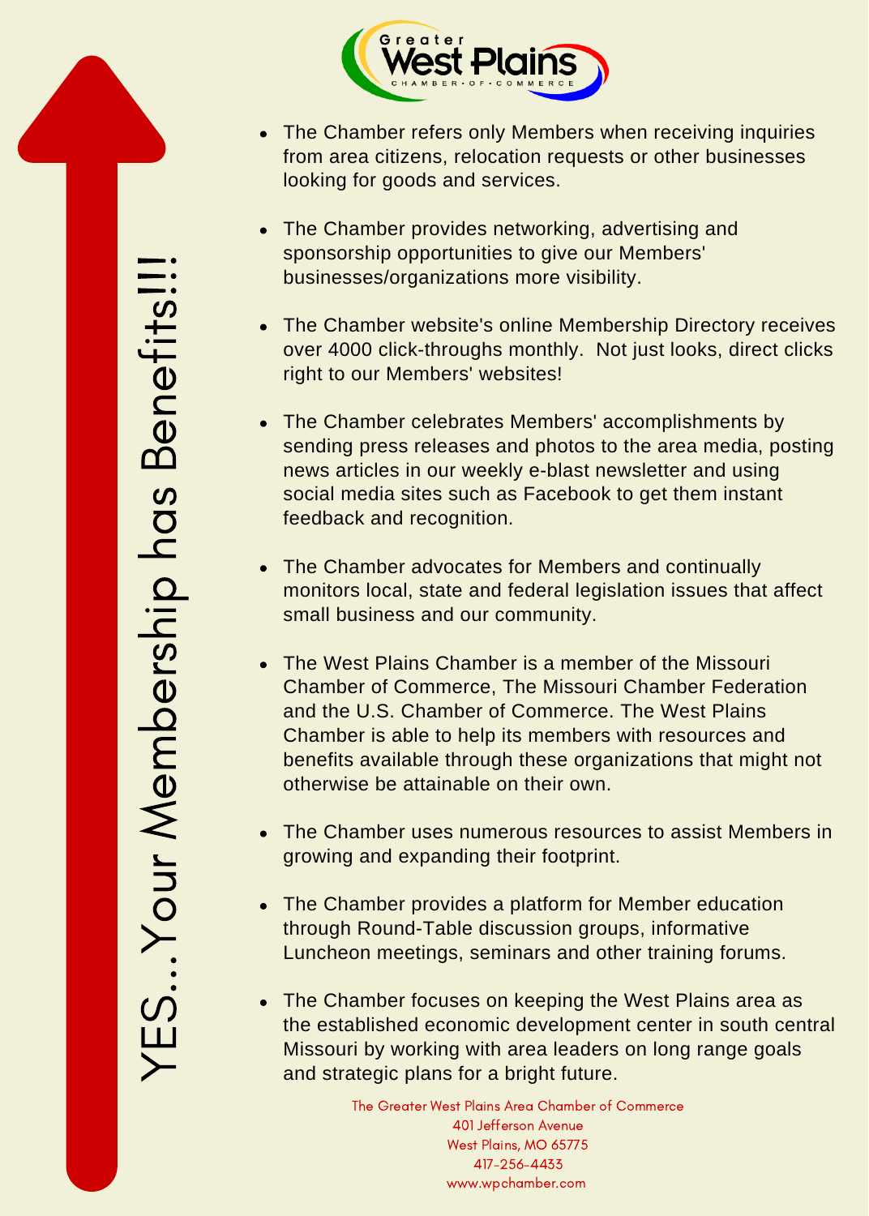Greater West Plains Chamber of Commerce

# YES...Your Membership has Benefits!!!

- The Chamber refers only Members when receiving inquiries from area citizens, relocation requests or other businesses looking for goods and services.
- The Chamber provides networking, advertising and sponsorship opportunities to give our Members' businesses/organizations more visibility.
- The Chamber website's online Membership Directory receives over 4000 click-throughs monthly. Not just looks, direct clicks right to our Members' websites!
- The Chamber celebrates Members' accomplishments by sending press releases and photos to the area media, posting news articles in our weekly e-blast newsletter and using social media sites such as Facebook to get them instant feedback and recognition.
- The Chamber advocates for Members and continually monitors local, state and federal legislation issues that affect small business and our community.
- The West Plains Chamber is a member of the Missouri Chamber of Commerce, The Missouri Chamber Federation and the U.S. Chamber of Commerce. The West Plains Chamber is able to help its members with resources and benefits available through these organizations that might not otherwise be attainable on their own.
- The Chamber uses numerous resources to assist Members in growing and expanding their footprint.
- The Chamber provides a platform for Member education through Round-Table discussion groups, informative Luncheon meetings, seminars and other training forums.
- The Chamber focuses on keeping the West Plains area as the established economic development center in south central Missouri by working with area leaders on long range goals and strategic plans for a bright future.

The Greater West Plains Area Chamber of Commerce
401 Jefferson Avenue
West Plains, MO 65775
417-256-4433
www.wpchamber.com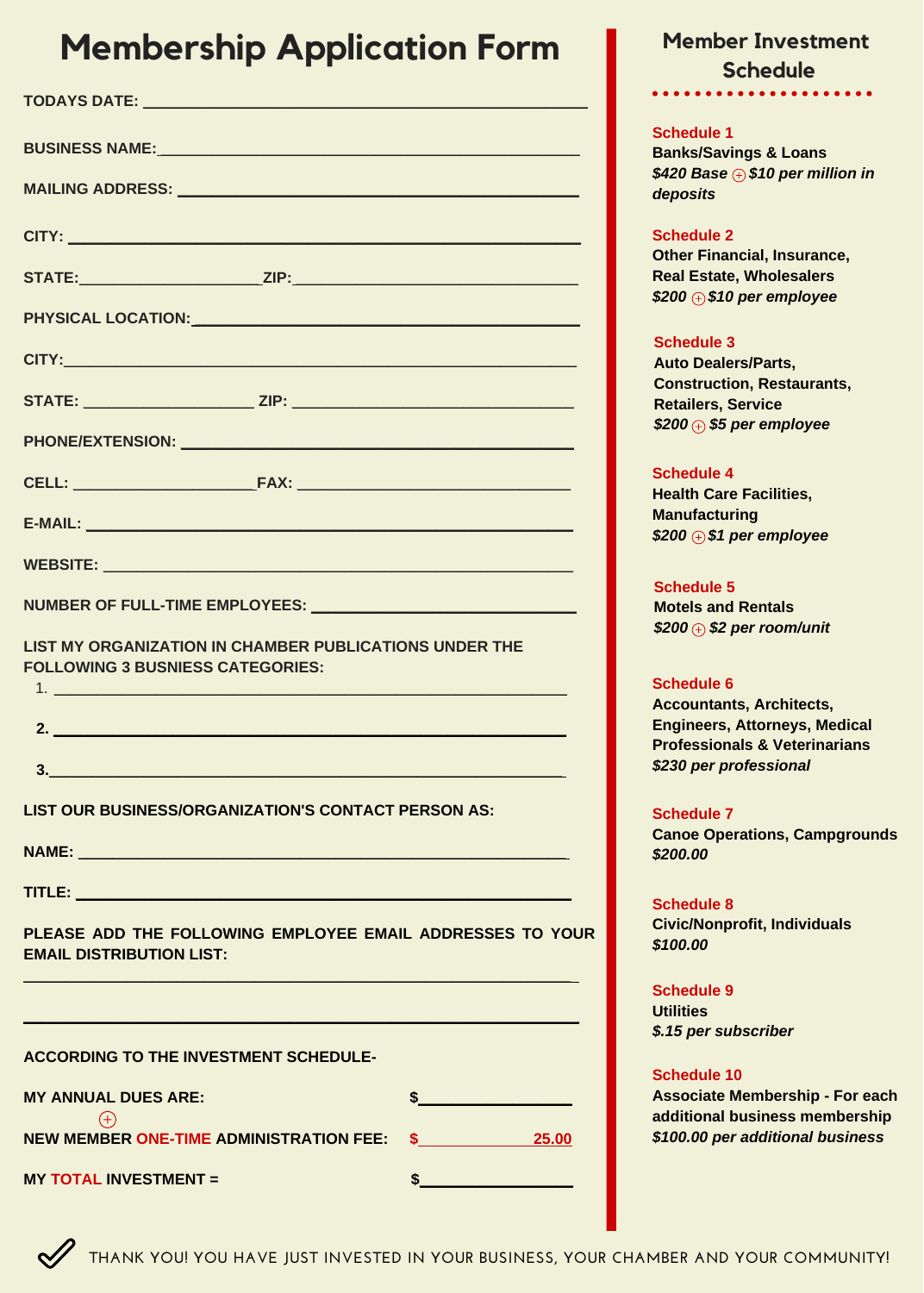# Membership Application Form

TODAYS DATE: ______________________________

BUSINESS NAME: ______________________________

MAILING ADDRESS: ______________________________

CITY: ______________________________

STATE: ______________ ZIP: ______________

PHYSICAL LOCATION: ______________________________

CITY: ______________________________

STATE: ______________ ZIP: ______________

PHONE/EXTENSION: ______________________________

CELL: ______________ FAX: ______________

E-MAIL: ______________________________

WEBSITE: ______________________________

NUMBER OF FULL-TIME EMPLOYEES: ______________________________

LIST MY ORGANIZATION IN CHAMBER PUBLICATIONS UNDER THE FOLLOWING 3 BUSNIESS CATEGORIES:

1. ______________________________
2. ______________________________
3. ______________________________

LIST OUR BUSINESS/ORGANIZATION'S CONTACT PERSON AS:

NAME: ______________________________

TITLE: ______________________________

PLEASE ADD THE FOLLOWING EMPLOYEE EMAIL ADDRESSES TO YOUR EMAIL DISTRIBUTION LIST:

______________________________

______________________________

ACCORDING TO THE INVESTMENT SCHEDULE-

MY ANNUAL DUES ARE: $______________

\+ NEW MEMBER ONE-TIME ADMINISTRATION FEE: $ 25.00

MY TOTAL INVESTMENT = $______________

## Member Investment Schedule

**Schedule 1**
**Banks/Savings & Loans**
***$420 Base + $10 per million in deposits***

**Schedule 2**
**Other Financial, Insurance, Real Estate, Wholesalers**
***$200 + $10 per employee***

**Schedule 3**
**Auto Dealers/Parts, Construction, Restaurants, Retailers, Service**
***$200 + $5 per employee***

**Schedule 4**
**Health Care Facilities, Manufacturing**
***$200 + $1 per employee***

**Schedule 5**
**Motels and Rentals**
***$200 + $2 per room/unit***

**Schedule 6**
**Accountants, Architects, Engineers, Attorneys, Medical Professionals & Veterinarians**
***$230 per professional***

**Schedule 7**
**Canoe Operations, Campgrounds**
***$200.00***

**Schedule 8**
**Civic/Nonprofit, Individuals**
***$100.00***

**Schedule 9**
**Utilities**
***$.15 per subscriber***

**Schedule 10**
**Associate Membership - For each additional business membership**
***$100.00 per additional business***

THANK YOU! YOU HAVE JUST INVESTED IN YOUR BUSINESS, YOUR CHAMBER AND YOUR COMMUNITY!